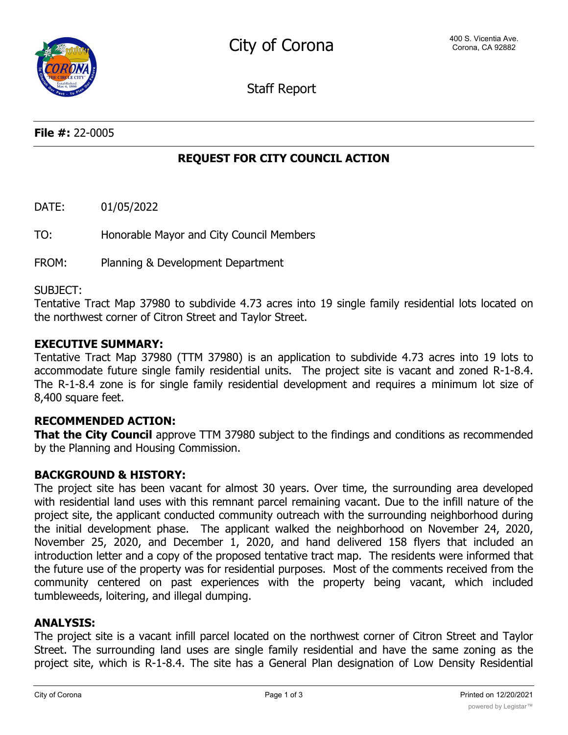City of Corona

400 S. Vicentia Ave.
Corona, CA 92882

Staff Report

**File #:** 22-0005

## REQUEST FOR CITY COUNCIL ACTION

DATE: 01/05/2022

TO: Honorable Mayor and City Council Members

FROM: Planning & Development Department

SUBJECT:
Tentative Tract Map 37980 to subdivide 4.73 acres into 19 single family residential lots located on the northwest corner of Citron Street and Taylor Street.

**EXECUTIVE SUMMARY:**
Tentative Tract Map 37980 (TTM 37980) is an application to subdivide 4.73 acres into 19 lots to accommodate future single family residential units. The project site is vacant and zoned R-1-8.4. The R-1-8.4 zone is for single family residential development and requires a minimum lot size of 8,400 square feet.

**RECOMMENDED ACTION:**
**That the City Council** approve TTM 37980 subject to the findings and conditions as recommended by the Planning and Housing Commission.

**BACKGROUND & HISTORY:**
The project site has been vacant for almost 30 years. Over time, the surrounding area developed with residential land uses with this remnant parcel remaining vacant. Due to the infill nature of the project site, the applicant conducted community outreach with the surrounding neighborhood during the initial development phase. The applicant walked the neighborhood on November 24, 2020, November 25, 2020, and December 1, 2020, and hand delivered 158 flyers that included an introduction letter and a copy of the proposed tentative tract map. The residents were informed that the future use of the property was for residential purposes. Most of the comments received from the community centered on past experiences with the property being vacant, which included tumbleweeds, loitering, and illegal dumping.

**ANALYSIS:**
The project site is a vacant infill parcel located on the northwest corner of Citron Street and Taylor Street. The surrounding land uses are single family residential and have the same zoning as the project site, which is R-1-8.4. The site has a General Plan designation of Low Density Residential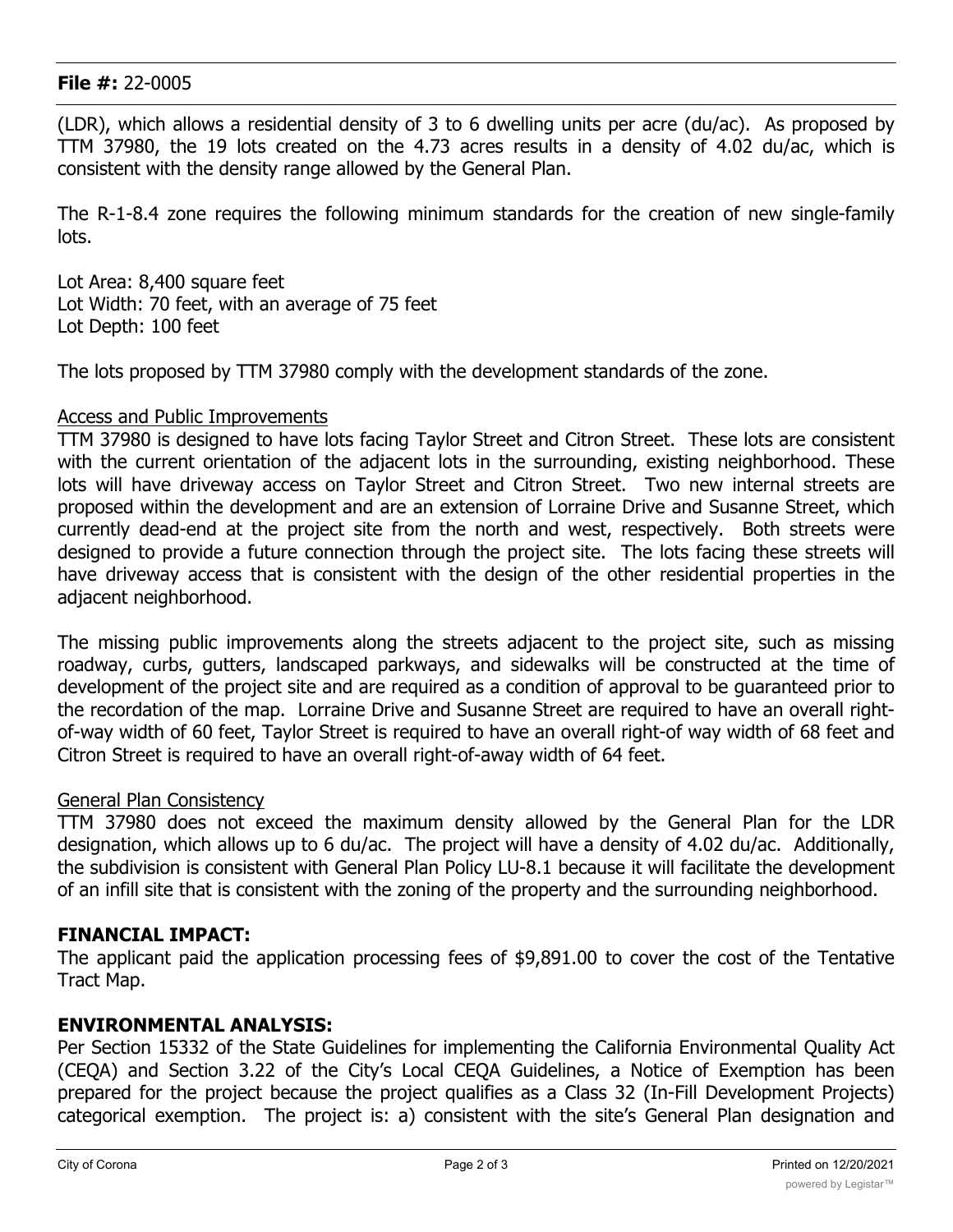(LDR), which allows a residential density of 3 to 6 dwelling units per acre (du/ac). As proposed by TTM 37980, the 19 lots created on the 4.73 acres results in a density of 4.02 du/ac, which is consistent with the density range allowed by the General Plan.

The R-1-8.4 zone requires the following minimum standards for the creation of new single-family lots.

Lot Area: 8,400 square feet
Lot Width: 70 feet, with an average of 75 feet
Lot Depth: 100 feet

The lots proposed by TTM 37980 comply with the development standards of the zone.

Access and Public Improvements

TTM 37980 is designed to have lots facing Taylor Street and Citron Street. These lots are consistent with the current orientation of the adjacent lots in the surrounding, existing neighborhood. These lots will have driveway access on Taylor Street and Citron Street. Two new internal streets are proposed within the development and are an extension of Lorraine Drive and Susanne Street, which currently dead-end at the project site from the north and west, respectively. Both streets were designed to provide a future connection through the project site. The lots facing these streets will have driveway access that is consistent with the design of the other residential properties in the adjacent neighborhood.

The missing public improvements along the streets adjacent to the project site, such as missing roadway, curbs, gutters, landscaped parkways, and sidewalks will be constructed at the time of development of the project site and are required as a condition of approval to be guaranteed prior to the recordation of the map. Lorraine Drive and Susanne Street are required to have an overall right-of-way width of 60 feet, Taylor Street is required to have an overall right-of way width of 68 feet and Citron Street is required to have an overall right-of-away width of 64 feet.

General Plan Consistency

TTM 37980 does not exceed the maximum density allowed by the General Plan for the LDR designation, which allows up to 6 du/ac. The project will have a density of 4.02 du/ac. Additionally, the subdivision is consistent with General Plan Policy LU-8.1 because it will facilitate the development of an infill site that is consistent with the zoning of the property and the surrounding neighborhood.

**FINANCIAL IMPACT:**

The applicant paid the application processing fees of $9,891.00 to cover the cost of the Tentative Tract Map.

**ENVIRONMENTAL ANALYSIS:**

Per Section 15332 of the State Guidelines for implementing the California Environmental Quality Act (CEQA) and Section 3.22 of the City's Local CEQA Guidelines, a Notice of Exemption has been prepared for the project because the project qualifies as a Class 32 (In-Fill Development Projects) categorical exemption. The project is: a) consistent with the site's General Plan designation and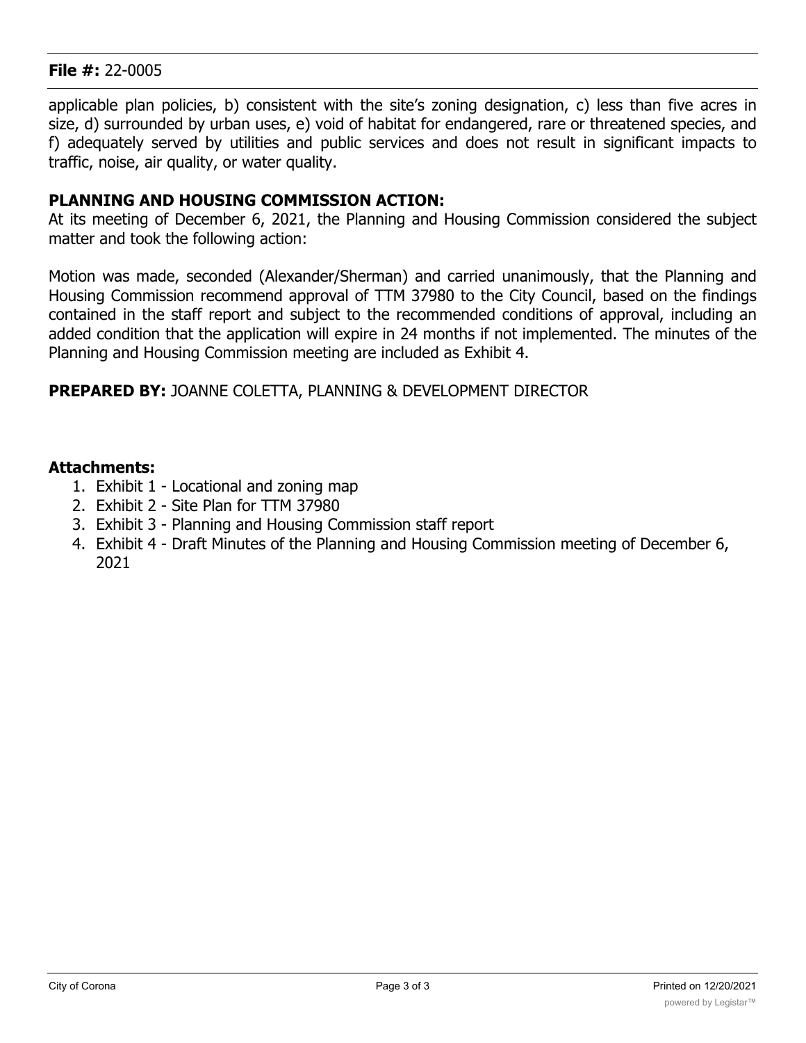applicable plan policies, b) consistent with the site's zoning designation, c) less than five acres in size, d) surrounded by urban uses, e) void of habitat for endangered, rare or threatened species, and f) adequately served by utilities and public services and does not result in significant impacts to traffic, noise, air quality, or water quality.

**PLANNING AND HOUSING COMMISSION ACTION:**

At its meeting of December 6, 2021, the Planning and Housing Commission considered the subject matter and took the following action:

Motion was made, seconded (Alexander/Sherman) and carried unanimously, that the Planning and Housing Commission recommend approval of TTM 37980 to the City Council, based on the findings contained in the staff report and subject to the recommended conditions of approval, including an added condition that the application will expire in 24 months if not implemented. The minutes of the Planning and Housing Commission meeting are included as Exhibit 4.

**PREPARED BY:** JOANNE COLETTA, PLANNING & DEVELOPMENT DIRECTOR

**Attachments:**

1. Exhibit 1 - Locational and zoning map
2. Exhibit 2 - Site Plan for TTM 37980
3. Exhibit 3 - Planning and Housing Commission staff report
4. Exhibit 4 - Draft Minutes of the Planning and Housing Commission meeting of December 6, 2021